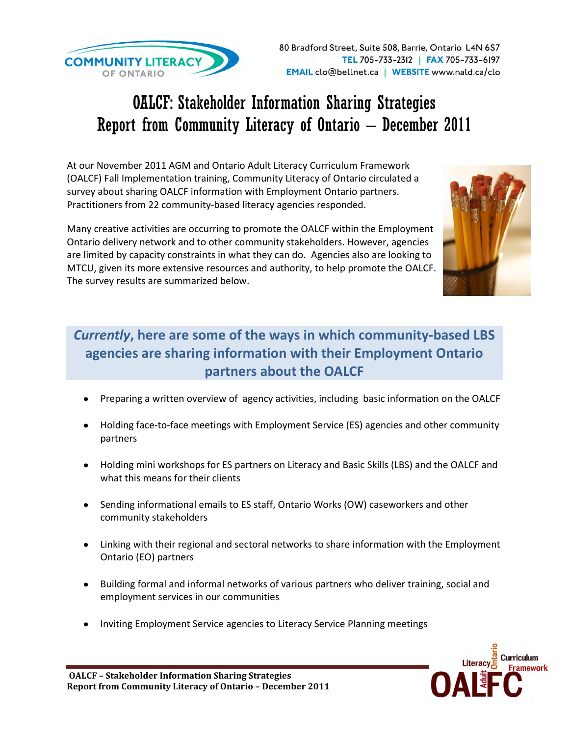80 Bradford Street, Suite 508, Barrie, Ontario L4N 6S7
TEL 705-733-2312 | FAX 705-733-6197
EMAIL clo@bellnet.ca | WEBSITE www.nald.ca/clo

# OALCF: Stakeholder Information Sharing Strategies
# Report from Community Literacy of Ontario – December 2011

At our November 2011 AGM and Ontario Adult Literacy Curriculum Framework (OALCF) Fall Implementation training, Community Literacy of Ontario circulated a survey about sharing OALCF information with Employment Ontario partners. Practitioners from 22 community-based literacy agencies responded.

Many creative activities are occurring to promote the OALCF within the Employment Ontario delivery network and to other community stakeholders. However, agencies are limited by capacity constraints in what they can do. Agencies also are looking to MTCU, given its more extensive resources and authority, to help promote the OALCF. The survey results are summarized below.

## *Currently*, here are some of the ways in which community-based LBS agencies are sharing information with their Employment Ontario partners about the OALCF

- Preparing a written overview of agency activities, including basic information on the OALCF
- Holding face-to-face meetings with Employment Service (ES) agencies and other community partners
- Holding mini workshops for ES partners on Literacy and Basic Skills (LBS) and the OALCF and what this means for their clients
- Sending informational emails to ES staff, Ontario Works (OW) caseworkers and other community stakeholders
- Linking with their regional and sectoral networks to share information with the Employment Ontario (EO) partners
- Building formal and informal networks of various partners who deliver training, social and employment services in our communities
- Inviting Employment Service agencies to Literacy Service Planning meetings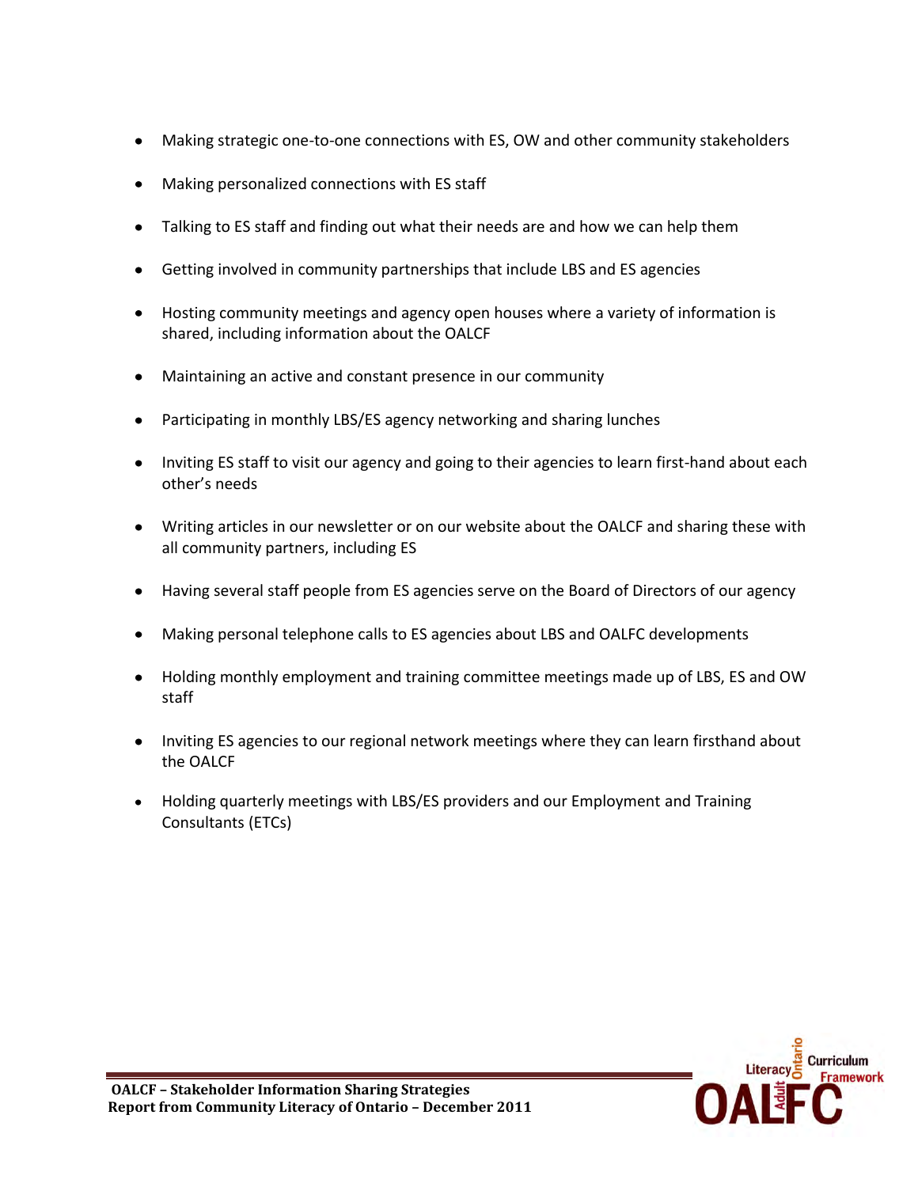- Making strategic one-to-one connections with ES, OW and other community stakeholders
- Making personalized connections with ES staff
- Talking to ES staff and finding out what their needs are and how we can help them
- Getting involved in community partnerships that include LBS and ES agencies
- Hosting community meetings and agency open houses where a variety of information is shared, including information about the OALCF
- Maintaining an active and constant presence in our community
- Participating in monthly LBS/ES agency networking and sharing lunches
- Inviting ES staff to visit our agency and going to their agencies to learn first-hand about each other's needs
- Writing articles in our newsletter or on our website about the OALCF and sharing these with all community partners, including ES
- Having several staff people from ES agencies serve on the Board of Directors of our agency
- Making personal telephone calls to ES agencies about LBS and OALFC developments
- Holding monthly employment and training committee meetings made up of LBS, ES and OW staff
- Inviting ES agencies to our regional network meetings where they can learn firsthand about the OALCF
- Holding quarterly meetings with LBS/ES providers and our Employment and Training Consultants (ETCs)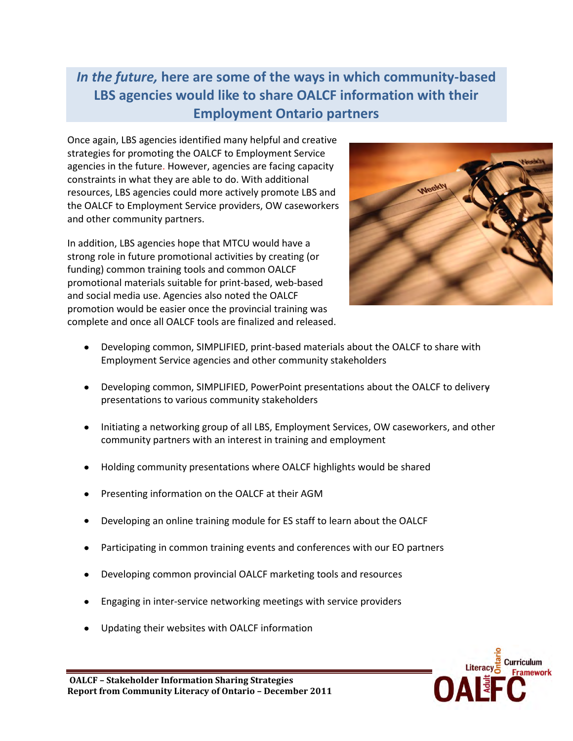## *In the future,* here are some of the ways in which community-based LBS agencies would like to share OALCF information with their Employment Ontario partners

Once again, LBS agencies identified many helpful and creative strategies for promoting the OALCF to Employment Service agencies in the future. However, agencies are facing capacity constraints in what they are able to do. With additional resources, LBS agencies could more actively promote LBS and the OALCF to Employment Service providers, OW caseworkers and other community partners.

In addition, LBS agencies hope that MTCU would have a strong role in future promotional activities by creating (or funding) common training tools and common OALCF promotional materials suitable for print-based, web-based and social media use. Agencies also noted the OALCF promotion would be easier once the provincial training was complete and once all OALCF tools are finalized and released.

- Developing common, SIMPLIFIED, print-based materials about the OALCF to share with Employment Service agencies and other community stakeholders
- Developing common, SIMPLIFIED, PowerPoint presentations about the OALCF to deliver presentations to various community stakeholders
- Initiating a networking group of all LBS, Employment Services, OW caseworkers, and other community partners with an interest in training and employment
- Holding community presentations where OALCF highlights would be shared
- Presenting information on the OALCF at their AGM
- Developing an online training module for ES staff to learn about the OALCF
- Participating in common training events and conferences with our EO partners
- Developing common provincial OALCF marketing tools and resources
- Engaging in inter-service networking meetings with service providers
- Updating their websites with OALCF information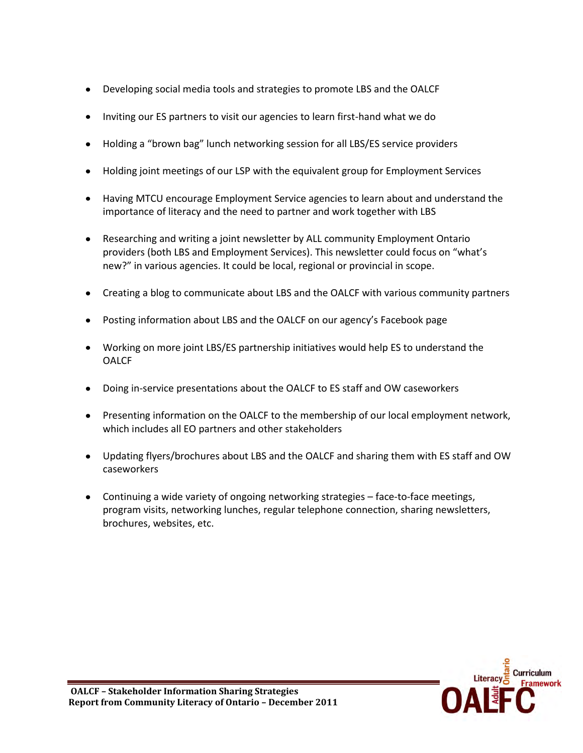- Developing social media tools and strategies to promote LBS and the OALCF
- Inviting our ES partners to visit our agencies to learn first-hand what we do
- Holding a "brown bag" lunch networking session for all LBS/ES service providers
- Holding joint meetings of our LSP with the equivalent group for Employment Services
- Having MTCU encourage Employment Service agencies to learn about and understand the importance of literacy and the need to partner and work together with LBS
- Researching and writing a joint newsletter by ALL community Employment Ontario providers (both LBS and Employment Services). This newsletter could focus on "what's new?" in various agencies. It could be local, regional or provincial in scope.
- Creating a blog to communicate about LBS and the OALCF with various community partners
- Posting information about LBS and the OALCF on our agency's Facebook page
- Working on more joint LBS/ES partnership initiatives would help ES to understand the OALCF
- Doing in-service presentations about the OALCF to ES staff and OW caseworkers
- Presenting information on the OALCF to the membership of our local employment network, which includes all EO partners and other stakeholders
- Updating flyers/brochures about LBS and the OALCF and sharing them with ES staff and OW caseworkers
- Continuing a wide variety of ongoing networking strategies – face-to-face meetings, program visits, networking lunches, regular telephone connection, sharing newsletters, brochures, websites, etc.